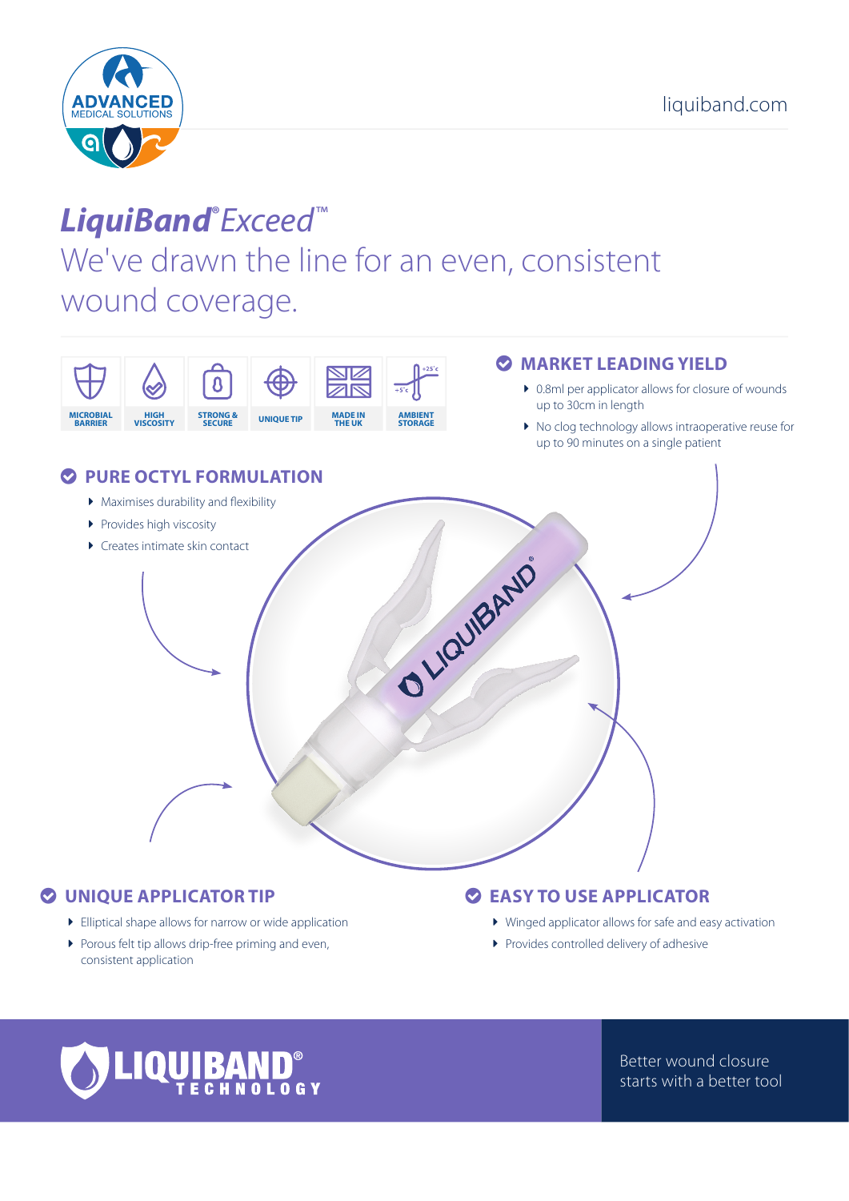ADVANCED MEDICAL SOLUTIONS

liquiband.com

# *LiquiBand® Exceed™*

## We've drawn the line for an even, consistent wound coverage.

MICROBIAL BARRIER | HIGH VISCOSITY | STRONG & SECURE | UNIQUE TIP | MADE IN THE UK | AMBIENT STORAGE

### MARKET LEADING YIELD

- 0.8ml per applicator allows for closure of wounds up to 30cm in length
- No clog technology allows intraoperative reuse for up to 90 minutes on a single patient

### PURE OCTYL FORMULATION

- Maximises durability and flexibility
- Provides high viscosity
- Creates intimate skin contact

### UNIQUE APPLICATOR TIP

- Elliptical shape allows for narrow or wide application
- Porous felt tip allows drip-free priming and even, consistent application

### EASY TO USE APPLICATOR

- Winged applicator allows for safe and easy activation
- Provides controlled delivery of adhesive

LIQUIBAND® TECHNOLOGY

Better wound closure starts with a better tool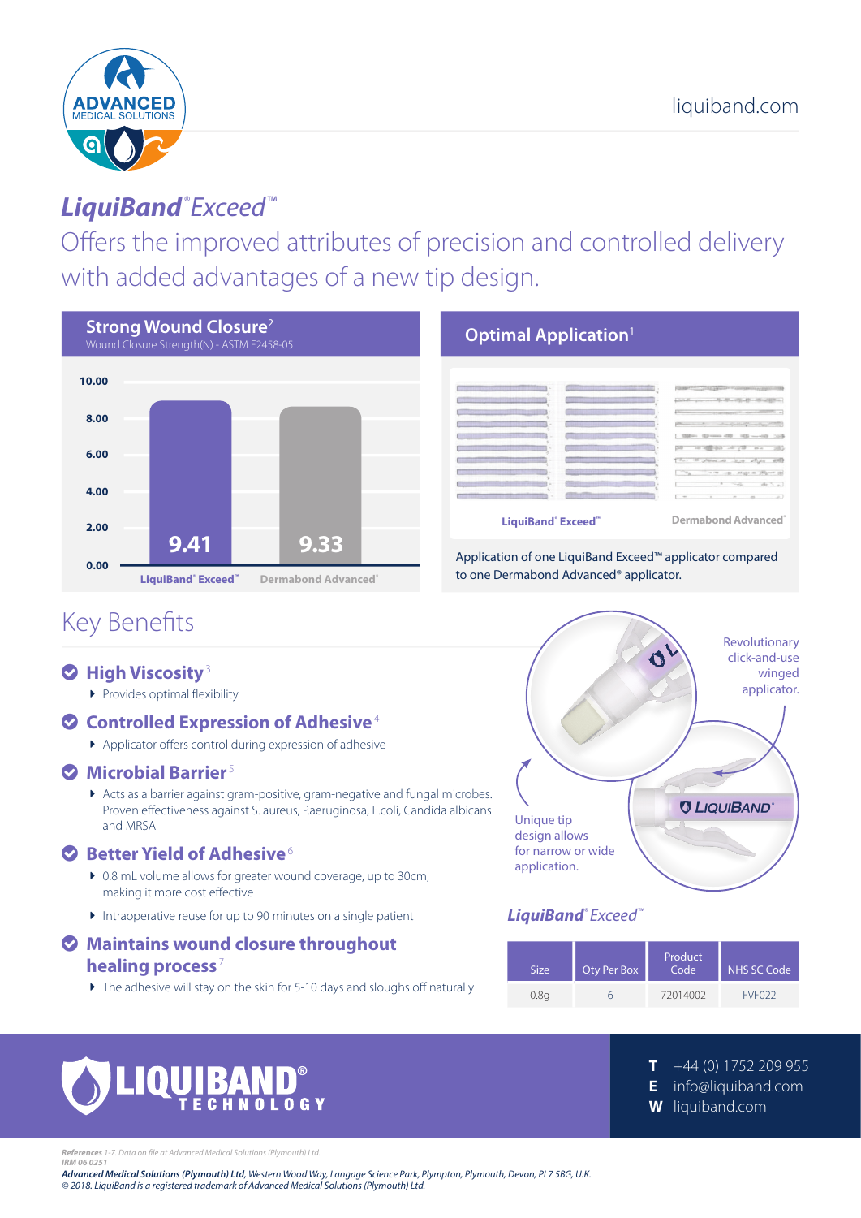liquiband.com

# LiquiBand® Exceed™

Offers the improved attributes of precision and controlled delivery with added advantages of a new tip design.

## Strong Wound Closure[2]

Wound Closure Strength(N) - ASTM F2458-05

10.00
8.00
6.00
4.00
2.00
0.00

9.41
9.33

LiquiBand® Exceed™
Dermabond Advanced®

## Optimal Application[1]

LiquiBand® Exceed™
Dermabond Advanced®

Application of one LiquiBand Exceed™ applicator compared to one Dermabond Advanced® applicator.

## Key Benefits

### High Viscosity[3]

- Provides optimal flexibility

### Controlled Expression of Adhesive[4]

- Applicator offers control during expression of adhesive

### Microbial Barrier[5]

- Acts as a barrier against gram-positive, gram-negative and fungal microbes. Proven effectiveness against S. aureus, P.aeruginosa, E.coli, Candida albicans and MRSA

### Better Yield of Adhesive[6]

- 0.8 mL volume allows for greater wound coverage, up to 30cm, making it more cost effective
- Intraoperative reuse for up to 90 minutes on a single patient

### Maintains wound closure throughout healing process[7]

- The adhesive will stay on the skin for 5-10 days and sloughs off naturally

Revolutionary click-and-use winged applicator.

Unique tip design allows for narrow or wide application.

LIQUIBAND®

### LiquiBand® Exceed™

| Size | Qty Per Box | Product Code | NHS SC Code |
|---|---|---|---|
| 0.8g | 6 | 72014002 | FVF022 |

LIQUIBAND® TECHNOLOGY

**T** +44 (0) 1752 209 955
**E** info@liquiband.com
**W** liquiband.com

*References 1-7. Data on file at Advanced Medical Solutions (Plymouth) Ltd.*
*IRM 06 0251*
*Advanced Medical Solutions (Plymouth) Ltd, Western Wood Way, Langage Science Park, Plympton, Plymouth, Devon, PL7 5BG, U.K.*
*© 2018. LiquiBand is a registered trademark of Advanced Medical Solutions (Plymouth) Ltd.*